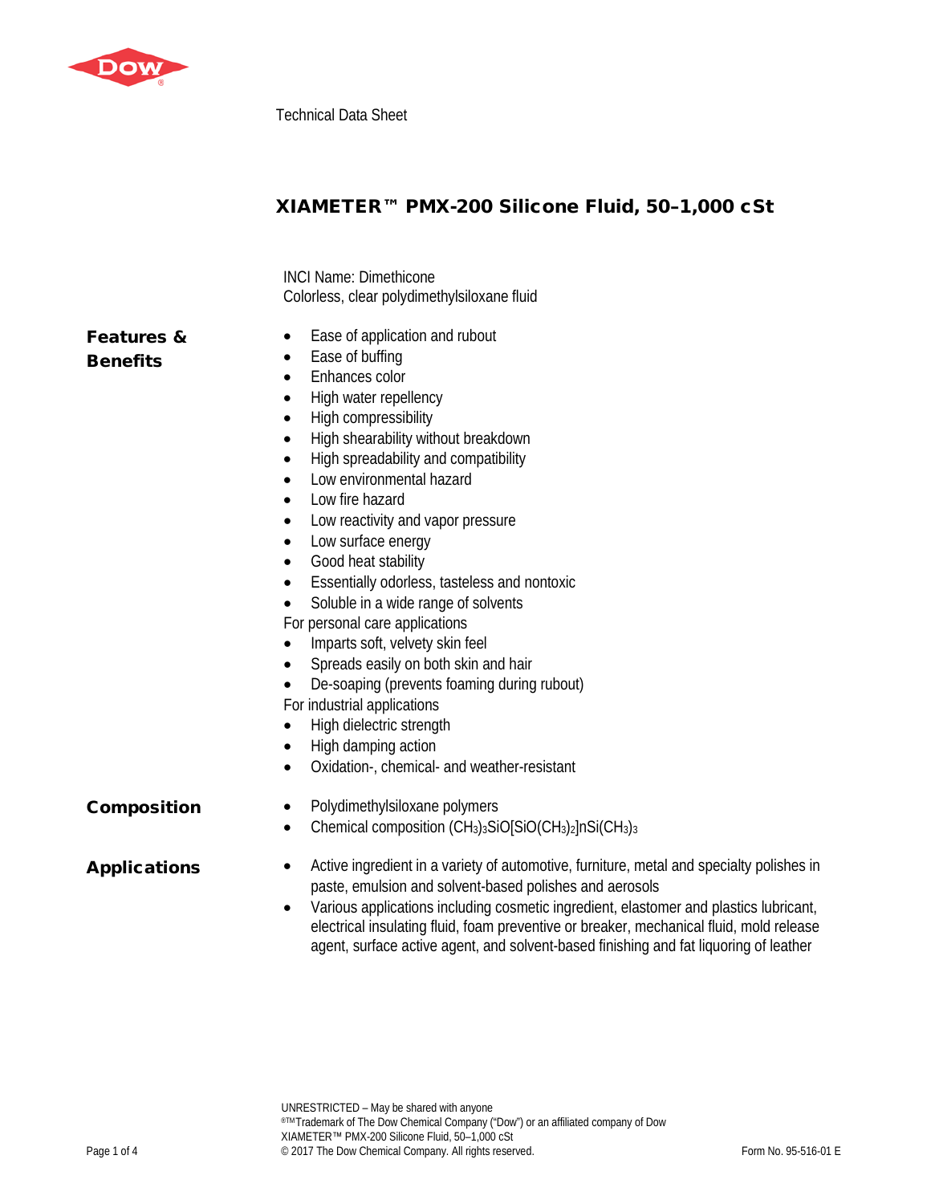Technical Data Sheet

# XIAMETER™ PMX-200 Silicone Fluid, 50–1,000 cSt

INCI Name: Dimethicone
Colorless, clear polydimethylsiloxane fluid

## Features & Benefits

- Ease of application and rubout
- Ease of buffing
- Enhances color
- High water repellency
- High compressibility
- High shearability without breakdown
- High spreadability and compatibility
- Low environmental hazard
- Low fire hazard
- Low reactivity and vapor pressure
- Low surface energy
- Good heat stability
- Essentially odorless, tasteless and nontoxic
- Soluble in a wide range of solvents

For personal care applications

- Imparts soft, velvety skin feel
- Spreads easily on both skin and hair
- De-soaping (prevents foaming during rubout)

For industrial applications

- High dielectric strength
- High damping action
- Oxidation-, chemical- and weather-resistant

## Composition

- Polydimethylsiloxane polymers
- Chemical composition $(CH_3)_3SiO[SiO(CH_3)_2]nSi(CH_3)_3$

## Applications

- Active ingredient in a variety of automotive, furniture, metal and specialty polishes in paste, emulsion and solvent-based polishes and aerosols
- Various applications including cosmetic ingredient, elastomer and plastics lubricant, electrical insulating fluid, foam preventive or breaker, mechanical fluid, mold release agent, surface active agent, and solvent-based finishing and fat liquoring of leather

UNRESTRICTED – May be shared with anyone
®™Trademark of The Dow Chemical Company ("Dow") or an affiliated company of Dow
XIAMETER™ PMX-200 Silicone Fluid, 50–1,000 cSt
© 2017 The Dow Chemical Company. All rights reserved.
Form No. 95-516-01 E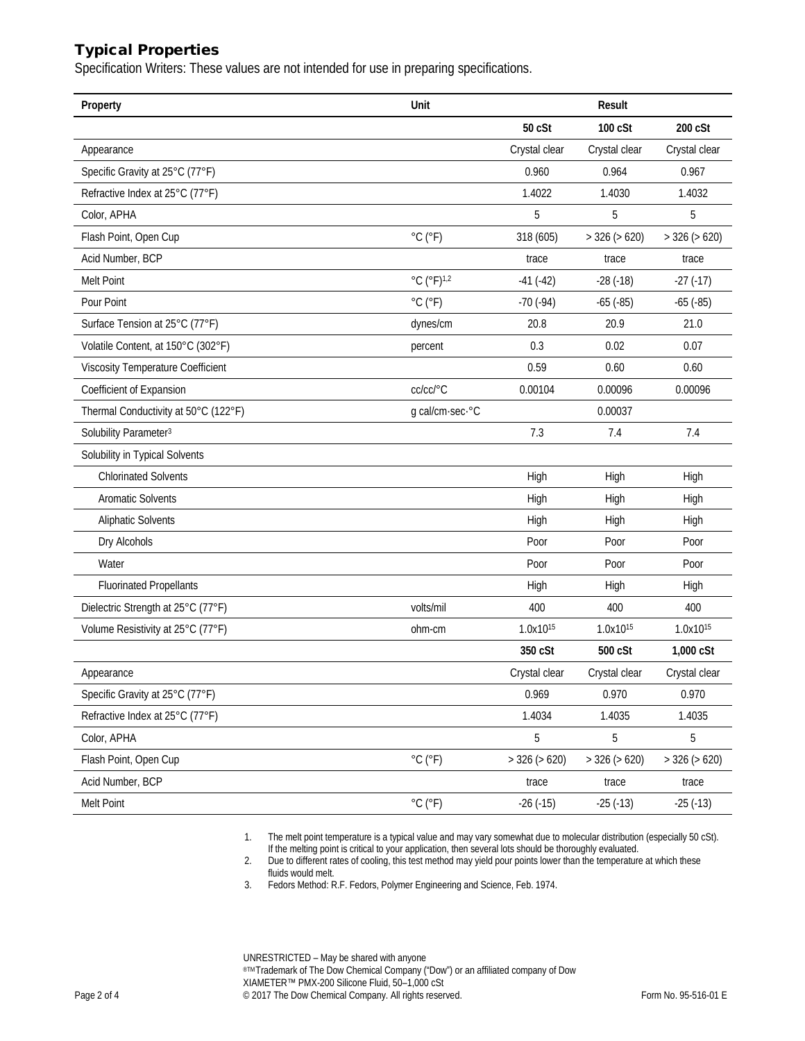## Typical Properties

Specification Writers: These values are not intended for use in preparing specifications.

| Property | Unit | Result | | |
|---|---|---|---|---|
| | | 50 cSt | 100 cSt | 200 cSt |
| Appearance | | Crystal clear | Crystal clear | Crystal clear |
| Specific Gravity at 25°C (77°F) | | 0.960 | 0.964 | 0.967 |
| Refractive Index at 25°C (77°F) | | 1.4022 | 1.4030 | 1.4032 |
| Color, APHA | | 5 | 5 | 5 |
| Flash Point, Open Cup | °C (°F) | 318 (605) | > 326 (> 620) | > 326 (> 620) |
| Acid Number, BCP | | trace | trace | trace |
| Melt Point | °C (°F)[1,2] | -41 (-42) | -28 (-18) | -27 (-17) |
| Pour Point | °C (°F) | -70 (-94) | -65 (-85) | -65 (-85) |
| Surface Tension at 25°C (77°F) | dynes/cm | 20.8 | 20.9 | 21.0 |
| Volatile Content, at 150°C (302°F) | percent | 0.3 | 0.02 | 0.07 |
| Viscosity Temperature Coefficient | | 0.59 | 0.60 | 0.60 |
| Coefficient of Expansion | cc/cc/°C | 0.00104 | 0.00096 | 0.00096 |
| Thermal Conductivity at 50°C (122°F) | g cal/cm·sec·°C | | 0.00037 | |
| Solubility Parameter[3] | | 7.3 | 7.4 | 7.4 |
| Solubility in Typical Solvents | | | | |
| Chlorinated Solvents | | High | High | High |
| Aromatic Solvents | | High | High | High |
| Aliphatic Solvents | | High | High | High |
| Dry Alcohols | | Poor | Poor | Poor |
| Water | | Poor | Poor | Poor |
| Fluorinated Propellants | | High | High | High |
| Dielectric Strength at 25°C (77°F) | volts/mil | 400 | 400 | 400 |
| Volume Resistivity at 25°C (77°F) | ohm-cm | $1.0 \times 10^{15}$ | $1.0 \times 10^{15}$ | $1.0 \times 10^{15}$ |
| | | 350 cSt | 500 cSt | 1,000 cSt |
| Appearance | | Crystal clear | Crystal clear | Crystal clear |
| Specific Gravity at 25°C (77°F) | | 0.969 | 0.970 | 0.970 |
| Refractive Index at 25°C (77°F) | | 1.4034 | 1.4035 | 1.4035 |
| Color, APHA | | 5 | 5 | 5 |
| Flash Point, Open Cup | °C (°F) | > 326 (> 620) | > 326 (> 620) | > 326 (> 620) |
| Acid Number, BCP | | trace | trace | trace |
| Melt Point | °C (°F) | -26 (-15) | -25 (-13) | -25 (-13) |

1. The melt point temperature is a typical value and may vary somewhat due to molecular distribution (especially 50 cSt). If the melting point is critical to your application, then several lots should be thoroughly evaluated.
2. Due to different rates of cooling, this test method may yield pour points lower than the temperature at which these fluids would melt.
3. Fedors Method: R.F. Fedors, Polymer Engineering and Science, Feb. 1974.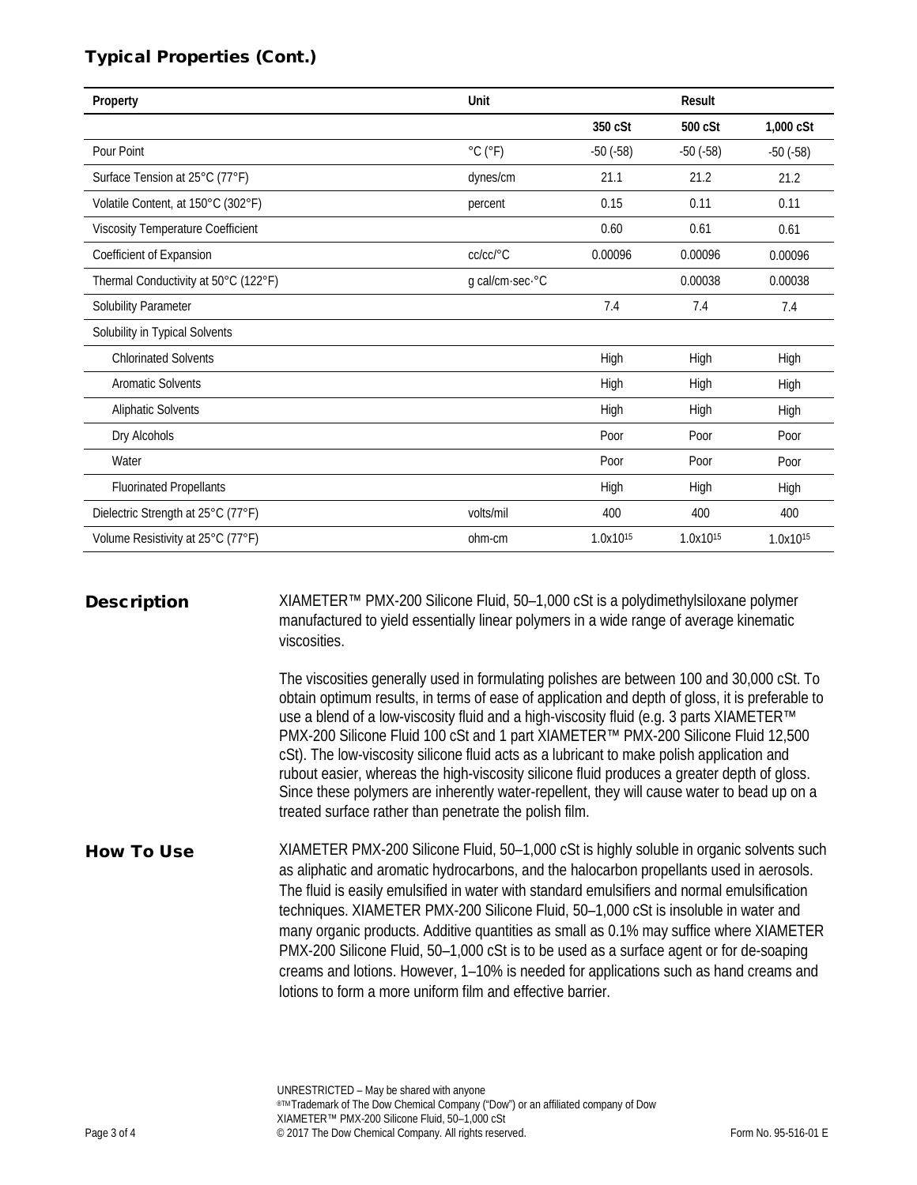## Typical Properties (Cont.)

| Property | Unit | Result | | |
|---|---|---|---|---|
| | | 350 cSt | 500 cSt | 1,000 cSt |
| Pour Point | °C (°F) | -50 (-58) | -50 (-58) | -50 (-58) |
| Surface Tension at 25°C (77°F) | dynes/cm | 21.1 | 21.2 | 21.2 |
| Volatile Content, at 150°C (302°F) | percent | 0.15 | 0.11 | 0.11 |
| Viscosity Temperature Coefficient | | 0.60 | 0.61 | 0.61 |
| Coefficient of Expansion | cc/cc/°C | 0.00096 | 0.00096 | 0.00096 |
| Thermal Conductivity at 50°C (122°F) | g cal/cm·sec·°C | | 0.00038 | 0.00038 |
| Solubility Parameter | | 7.4 | 7.4 | 7.4 |
| Solubility in Typical Solvents | | | | |
| Chlorinated Solvents | | High | High | High |
| Aromatic Solvents | | High | High | High |
| Aliphatic Solvents | | High | High | High |
| Dry Alcohols | | Poor | Poor | Poor |
| Water | | Poor | Poor | Poor |
| Fluorinated Propellants | | High | High | High |
| Dielectric Strength at 25°C (77°F) | volts/mil | 400 | 400 | 400 |
| Volume Resistivity at 25°C (77°F) | ohm-cm | $1.0 \times 10^{15}$ | $1.0 \times 10^{15}$ | $1.0 \times 10^{15}$ |

## Description

XIAMETER™ PMX-200 Silicone Fluid, 50–1,000 cSt is a polydimethylsiloxane polymer manufactured to yield essentially linear polymers in a wide range of average kinematic viscosities.

The viscosities generally used in formulating polishes are between 100 and 30,000 cSt. To obtain optimum results, in terms of ease of application and depth of gloss, it is preferable to use a blend of a low-viscosity fluid and a high-viscosity fluid (e.g. 3 parts XIAMETER™ PMX-200 Silicone Fluid 100 cSt and 1 part XIAMETER™ PMX-200 Silicone Fluid 12,500 cSt). The low-viscosity silicone fluid acts as a lubricant to make polish application and rubout easier, whereas the high-viscosity silicone fluid produces a greater depth of gloss. Since these polymers are inherently water-repellent, they will cause water to bead up on a treated surface rather than penetrate the polish film.

## How To Use

XIAMETER PMX-200 Silicone Fluid, 50–1,000 cSt is highly soluble in organic solvents such as aliphatic and aromatic hydrocarbons, and the halocarbon propellants used in aerosols. The fluid is easily emulsified in water with standard emulsifiers and normal emulsification techniques. XIAMETER PMX-200 Silicone Fluid, 50–1,000 cSt is insoluble in water and many organic products. Additive quantities as small as 0.1% may suffice where XIAMETER PMX-200 Silicone Fluid, 50–1,000 cSt is to be used as a surface agent or for de-soaping creams and lotions. However, 1–10% is needed for applications such as hand creams and lotions to form a more uniform film and effective barrier.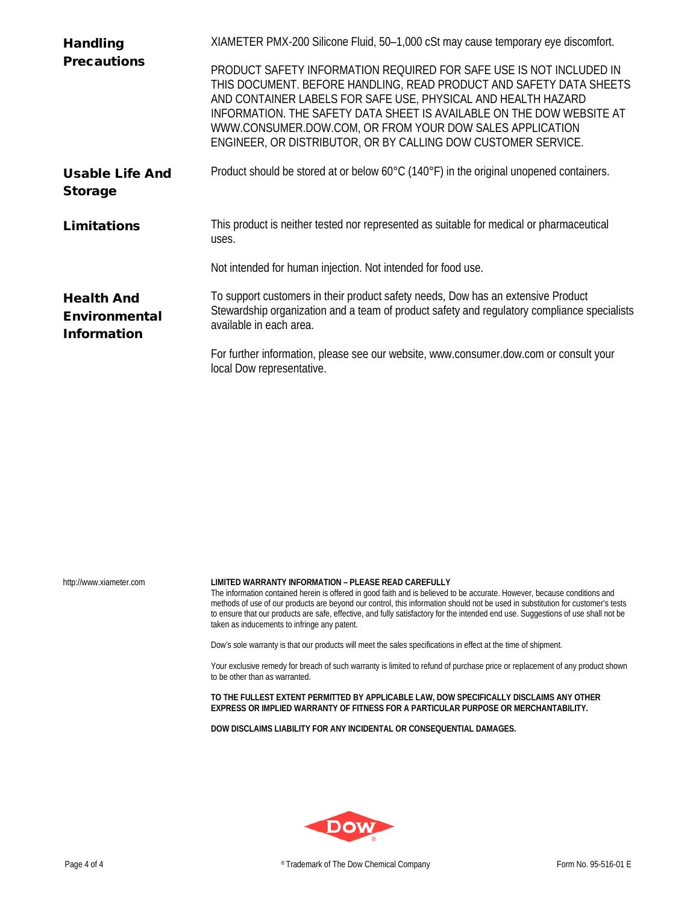## Handling Precautions

XIAMETER PMX-200 Silicone Fluid, 50–1,000 cSt may cause temporary eye discomfort.

PRODUCT SAFETY INFORMATION REQUIRED FOR SAFE USE IS NOT INCLUDED IN THIS DOCUMENT. BEFORE HANDLING, READ PRODUCT AND SAFETY DATA SHEETS AND CONTAINER LABELS FOR SAFE USE, PHYSICAL AND HEALTH HAZARD INFORMATION. THE SAFETY DATA SHEET IS AVAILABLE ON THE DOW WEBSITE AT WWW.CONSUMER.DOW.COM, OR FROM YOUR DOW SALES APPLICATION ENGINEER, OR DISTRIBUTOR, OR BY CALLING DOW CUSTOMER SERVICE.

## Usable Life And Storage

Product should be stored at or below 60°C (140°F) in the original unopened containers.

## Limitations

This product is neither tested nor represented as suitable for medical or pharmaceutical uses.

Not intended for human injection. Not intended for food use.

## Health And Environmental Information

To support customers in their product safety needs, Dow has an extensive Product Stewardship organization and a team of product safety and regulatory compliance specialists available in each area.

For further information, please see our website, www.consumer.dow.com or consult your local Dow representative.

http://www.xiameter.com

**LIMITED WARRANTY INFORMATION – PLEASE READ CAREFULLY**

The information contained herein is offered in good faith and is believed to be accurate. However, because conditions and methods of use of our products are beyond our control, this information should not be used in substitution for customer's tests to ensure that our products are safe, effective, and fully satisfactory for the intended end use. Suggestions of use shall not be taken as inducements to infringe any patent.

Dow's sole warranty is that our products will meet the sales specifications in effect at the time of shipment.

Your exclusive remedy for breach of such warranty is limited to refund of purchase price or replacement of any product shown to be other than as warranted.

**TO THE FULLEST EXTENT PERMITTED BY APPLICABLE LAW, DOW SPECIFICALLY DISCLAIMS ANY OTHER EXPRESS OR IMPLIED WARRANTY OF FITNESS FOR A PARTICULAR PURPOSE OR MERCHANTABILITY.**

**DOW DISCLAIMS LIABILITY FOR ANY INCIDENTAL OR CONSEQUENTIAL DAMAGES.**

® Trademark of The Dow Chemical Company

Form No. 95-516-01 E